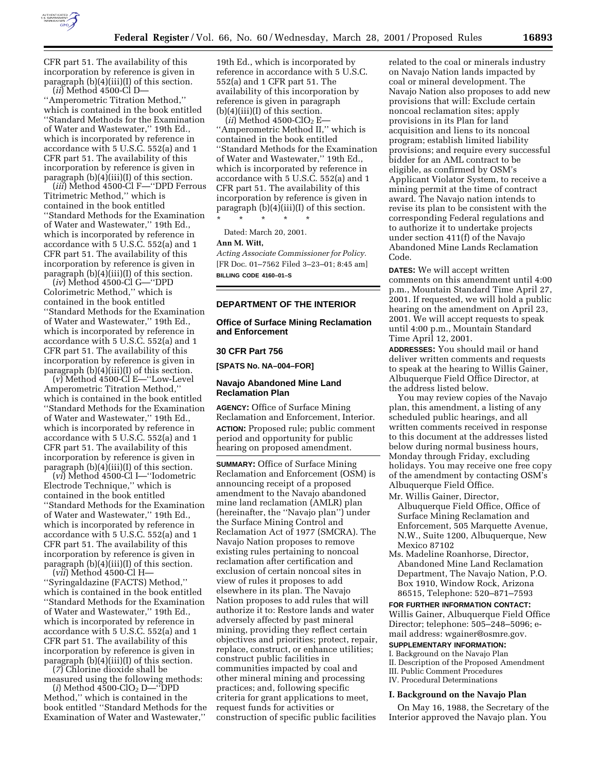CFR part 51. The availability of this incorporation by reference is given in paragraph (b)(4)(iii)(I) of this section.

(*ii*) Method 4500-Cl D—''Amperometric Titration Method,'' which is contained in the book entitled ''Standard Methods for the Examination of Water and Wastewater,'' 19th Ed., which is incorporated by reference in accordance with 5 U.S.C. 552(a) and 1 CFR part 51. The availability of this incorporation by reference is given in paragraph (b)(4)(iii)(I) of this section.

(*iii*) Method 4500-Cl F—''DPD Ferrous Titrimetric Method,'' which is contained in the book entitled ''Standard Methods for the Examination of Water and Wastewater,'' 19th Ed., which is incorporated by reference in accordance with 5 U.S.C. 552(a) and 1 CFR part 51. The availability of this incorporation by reference is given in paragraph (b)(4)(iii)(I) of this section.

(*iv*) Method 4500-Cl G—''DPD Colorimetric Method,'' which is contained in the book entitled ''Standard Methods for the Examination of Water and Wastewater,'' 19th Ed., which is incorporated by reference in accordance with 5 U.S.C. 552(a) and 1 CFR part 51. The availability of this incorporation by reference is given in paragraph (b)(4)(iii)(I) of this section.

(*v*) Method 4500-Cl E—''Low-Level Amperometric Titration Method,'' which is contained in the book entitled ''Standard Methods for the Examination of Water and Wastewater,'' 19th Ed., which is incorporated by reference in accordance with 5 U.S.C. 552(a) and 1 CFR part 51. The availability of this incorporation by reference is given in paragraph (b)(4)(iii)(I) of this section.

(*vi*) Method 4500-Cl I—''Iodometric Electrode Technique,'' which is contained in the book entitled ''Standard Methods for the Examination of Water and Wastewater,'' 19th Ed., which is incorporated by reference in accordance with 5 U.S.C. 552(a) and 1 CFR part 51. The availability of this incorporation by reference is given in paragraph (b)(4)(iii)(I) of this section.

(*vii*) Method 4500-Cl H—''Syringaldazine (FACTS) Method,'' which is contained in the book entitled ''Standard Methods for the Examination of Water and Wastewater,'' 19th Ed., which is incorporated by reference in accordance with 5 U.S.C. 552(a) and 1 CFR part 51. The availability of this incorporation by reference is given in paragraph (b)(4)(iii)(I) of this section.

(*7*) Chlorine dioxide shall be measured using the following methods:

(*i*) Method 4500-$ClO_2$ D—''DPD Method,'' which is contained in the book entitled ''Standard Methods for the Examination of Water and Wastewater,'' 19th Ed., which is incorporated by reference in accordance with 5 U.S.C. 552(a) and 1 CFR part 51. The availability of this incorporation by reference is given in paragraph (b)(4)(iii)(I) of this section.

(*ii*) Method 4500-$ClO_2$ E—''Amperometric Method II,'' which is contained in the book entitled ''Standard Methods for the Examination of Water and Wastewater,'' 19th Ed., which is incorporated by reference in accordance with 5 U.S.C. 552(a) and 1 CFR part 51. The availability of this incorporation by reference is given in paragraph (b)(4)(iii)(I) of this section.

\* \* \* \* \*

Dated: March 20, 2001.

**Ann M. Witt,**

*Acting Associate Commissioner for Policy.*

[FR Doc. 01–7562 Filed 3–23–01; 8:45 am]

**BILLING CODE 4160–01–S**

## DEPARTMENT OF THE INTERIOR

### Office of Surface Mining Reclamation and Enforcement

### 30 CFR Part 756

**[SPATS No. NA–004–FOR]**

### Navajo Abandoned Mine Land Reclamation Plan

**AGENCY:** Office of Surface Mining Reclamation and Enforcement, Interior.

**ACTION:** Proposed rule; public comment period and opportunity for public hearing on proposed amendment.

**SUMMARY:** Office of Surface Mining Reclamation and Enforcement (OSM) is announcing receipt of a proposed amendment to the Navajo abandoned mine land reclamation (AMLR) plan (hereinafter, the ''Navajo plan'') under the Surface Mining Control and Reclamation Act of 1977 (SMCRA). The Navajo Nation proposes to remove existing rules pertaining to noncoal reclamation after certification and exclusion of certain noncoal sites in view of rules it proposes to add elsewhere in its plan. The Navajo Nation proposes to add rules that will authorize it to: Restore lands and water adversely affected by past mineral mining, providing they reflect certain objectives and priorities; protect, repair, replace, construct, or enhance utilities; construct public facilities in communities impacted by coal and other mineral mining and processing practices; and, following specific criteria for grant applications to meet, request funds for activities or construction of specific public facilities related to the coal or minerals industry on Navajo Nation lands impacted by coal or mineral development. The Navajo Nation also proposes to add new provisions that will: Exclude certain noncoal reclamation sites; apply provisions in its Plan for land acquisition and liens to its noncoal program; establish limited liability provisions; and require every successful bidder for an AML contract to be eligible, as confirmed by OSM's Applicant Violator System, to receive a mining permit at the time of contract award. The Navajo nation intends to revise its plan to be consistent with the corresponding Federal regulations and to authorize it to undertake projects under section 411(f) of the Navajo Abandoned Mine Lands Reclamation Code.

**DATES:** We will accept written comments on this amendment until 4:00 p.m., Mountain Standard Time April 27, 2001. If requested, we will hold a public hearing on the amendment on April 23, 2001. We will accept requests to speak until 4:00 p.m., Mountain Standard Time April 12, 2001.

**ADDRESSES:** You should mail or hand deliver written comments and requests to speak at the hearing to Willis Gainer, Albuquerque Field Office Director, at the address listed below.

You may review copies of the Navajo plan, this amendment, a listing of any scheduled public hearings, and all written comments received in response to this document at the addresses listed below during normal business hours, Monday through Friday, excluding holidays. You may receive one free copy of the amendment by contacting OSM's Albuquerque Field Office.

Mr. Willis Gainer, Director, Albuquerque Field Office, Office of Surface Mining Reclamation and Enforcement, 505 Marquette Avenue, N.W., Suite 1200, Albuquerque, New Mexico 87102

Ms. Madeline Roanhorse, Director, Abandoned Mine Land Reclamation Department, The Navajo Nation, P.O. Box 1910, Window Rock, Arizona 86515, Telephone: 520–871–7593

**FOR FURTHER INFORMATION CONTACT:** Willis Gainer, Albuquerque Field Office Director; telephone: 505–248–5096; e-mail address: wgainer@osmre.gov.

**SUPPLEMENTARY INFORMATION:**

I. Background on the Navajo Plan
II. Description of the Proposed Amendment
III. Public Comment Procedures
IV. Procedural Determinations

### I. Background on the Navajo Plan

On May 16, 1988, the Secretary of the Interior approved the Navajo plan. You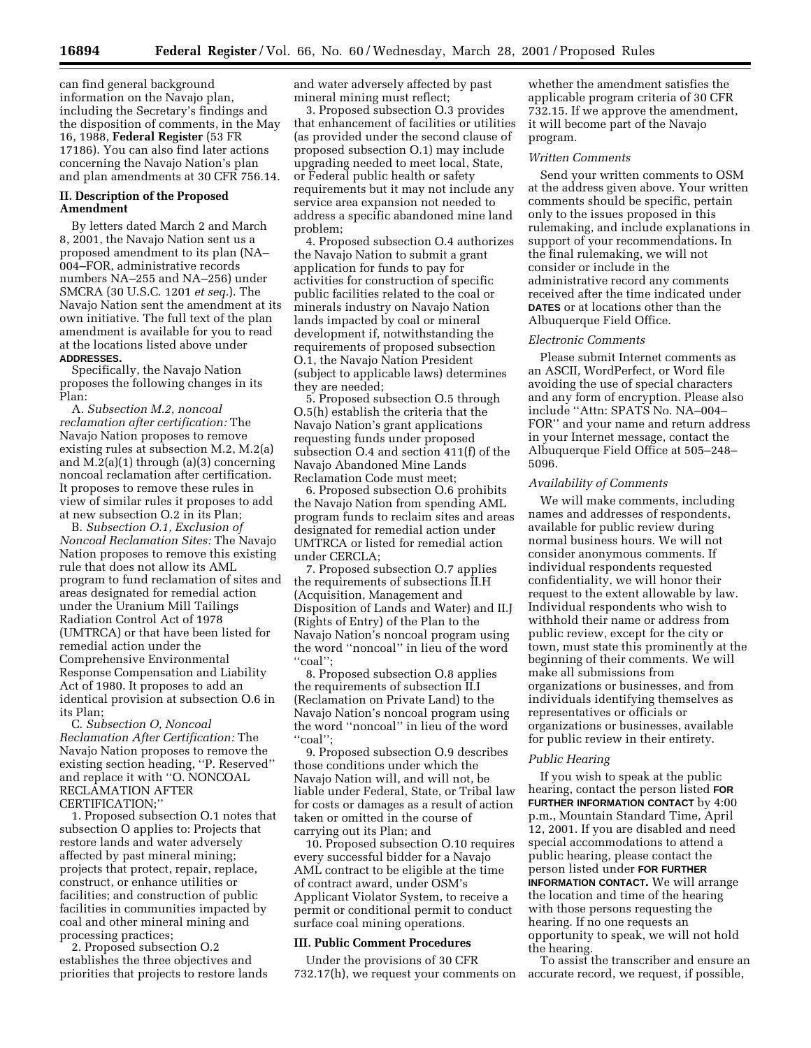can find general background information on the Navajo plan, including the Secretary's findings and the disposition of comments, in the May 16, 1988, **Federal Register** (53 FR 17186). You can also find later actions concerning the Navajo Nation's plan and plan amendments at 30 CFR 756.14.

## II. Description of the Proposed Amendment

By letters dated March 2 and March 8, 2001, the Navajo Nation sent us a proposed amendment to its plan (NA–004–FOR, administrative records numbers NA–255 and NA–256) under SMCRA (30 U.S.C. 1201 *et seq.*). The Navajo Nation sent the amendment at its own initiative. The full text of the plan amendment is available for you to read at the locations listed above under **ADDRESSES.**

Specifically, the Navajo Nation proposes the following changes in its Plan:

A. *Subsection M.2, noncoal reclamation after certification:* The Navajo Nation proposes to remove existing rules at subsection M.2, M.2(a) and M.2(a)(1) through (a)(3) concerning noncoal reclamation after certification. It proposes to remove these rules in view of similar rules it proposes to add at new subsection O.2 in its Plan;

B. *Subsection O.1, Exclusion of Noncoal Reclamation Sites:* The Navajo Nation proposes to remove this existing rule that does not allow its AML program to fund reclamation of sites and areas designated for remedial action under the Uranium Mill Tailings Radiation Control Act of 1978 (UMTRCA) or that have been listed for remedial action under the Comprehensive Environmental Response Compensation and Liability Act of 1980. It proposes to add an identical provision at subsection O.6 in its Plan;

C. *Subsection O, Noncoal Reclamation After Certification:* The Navajo Nation proposes to remove the existing section heading, ''P. Reserved'' and replace it with ''O. NONCOAL RECLAMATION AFTER CERTIFICATION;''

1. Proposed subsection O.1 notes that subsection O applies to: Projects that restore lands and water adversely affected by past mineral mining; projects that protect, repair, replace, construct, or enhance utilities or facilities; and construction of public facilities in communities impacted by coal and other mineral mining and processing practices;

2. Proposed subsection O.2 establishes the three objectives and priorities that projects to restore lands and water adversely affected by past mineral mining must reflect;

3. Proposed subsection O.3 provides that enhancement of facilities or utilities (as provided under the second clause of proposed subsection O.1) may include upgrading needed to meet local, State, or Federal public health or safety requirements but it may not include any service area expansion not needed to address a specific abandoned mine land problem;

4. Proposed subsection O.4 authorizes the Navajo Nation to submit a grant application for funds to pay for activities for construction of specific public facilities related to the coal or minerals industry on Navajo Nation lands impacted by coal or mineral development if, notwithstanding the requirements of proposed subsection O.1, the Navajo Nation President (subject to applicable laws) determines they are needed;

5. Proposed subsection O.5 through O.5(h) establish the criteria that the Navajo Nation's grant applications requesting funds under proposed subsection O.4 and section 411(f) of the Navajo Abandoned Mine Lands Reclamation Code must meet;

6. Proposed subsection O.6 prohibits the Navajo Nation from spending AML program funds to reclaim sites and areas designated for remedial action under UMTRCA or listed for remedial action under CERCLA;

7. Proposed subsection O.7 applies the requirements of subsections II.H (Acquisition, Management and Disposition of Lands and Water) and II.J (Rights of Entry) of the Plan to the Navajo Nation's noncoal program using the word ''noncoal'' in lieu of the word ''coal'';

8. Proposed subsection O.8 applies the requirements of subsection II.I (Reclamation on Private Land) to the Navajo Nation's noncoal program using the word ''noncoal'' in lieu of the word ''coal'';

9. Proposed subsection O.9 describes those conditions under which the Navajo Nation will, and will not, be liable under Federal, State, or Tribal law for costs or damages as a result of action taken or omitted in the course of carrying out its Plan; and

10. Proposed subsection O.10 requires every successful bidder for a Navajo AML contract to be eligible at the time of contract award, under OSM's Applicant Violator System, to receive a permit or conditional permit to conduct surface coal mining operations.

## III. Public Comment Procedures

Under the provisions of 30 CFR 732.17(h), we request your comments on whether the amendment satisfies the applicable program criteria of 30 CFR 732.15. If we approve the amendment, it will become part of the Navajo program.

### *Written Comments*

Send your written comments to OSM at the address given above. Your written comments should be specific, pertain only to the issues proposed in this rulemaking, and include explanations in support of your recommendations. In the final rulemaking, we will not consider or include in the administrative record any comments received after the time indicated under **DATES** or at locations other than the Albuquerque Field Office.

### *Electronic Comments*

Please submit Internet comments as an ASCII, WordPerfect, or Word file avoiding the use of special characters and any form of encryption. Please also include ''Attn: SPATS No. NA–004–FOR'' and your name and return address in your Internet message, contact the Albuquerque Field Office at 505–248–5096.

### *Availability of Comments*

We will make comments, including names and addresses of respondents, available for public review during normal business hours. We will not consider anonymous comments. If individual respondents requested confidentiality, we will honor their request to the extent allowable by law. Individual respondents who wish to withhold their name or address from public review, except for the city or town, must state this prominently at the beginning of their comments. We will make all submissions from organizations or businesses, and from individuals identifying themselves as representatives or officials or organizations or businesses, available for public review in their entirety.

### *Public Hearing*

If you wish to speak at the public hearing, contact the person listed **FOR FURTHER INFORMATION CONTACT** by 4:00 p.m., Mountain Standard Time, April 12, 2001. If you are disabled and need special accommodations to attend a public hearing, please contact the person listed under **FOR FURTHER INFORMATION CONTACT.** We will arrange the location and time of the hearing with those persons requesting the hearing. If no one requests an opportunity to speak, we will not hold the hearing.

To assist the transcriber and ensure an accurate record, we request, if possible,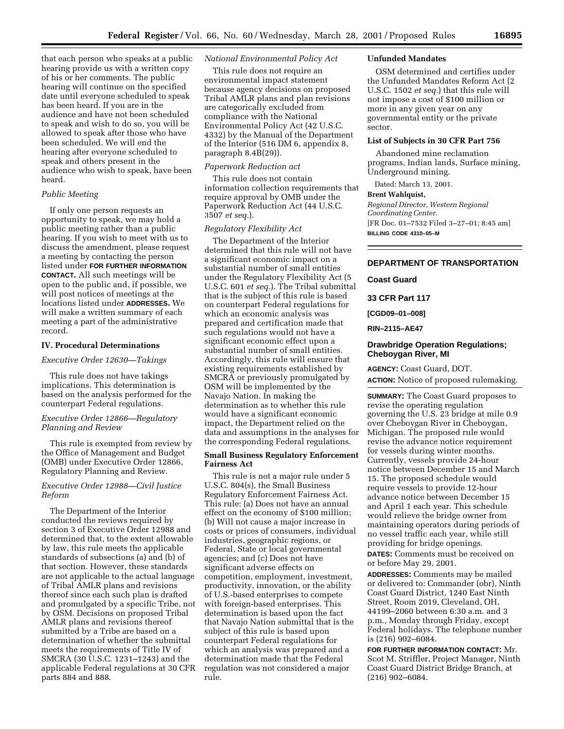that each person who speaks at a public hearing provide us with a written copy of his or her comments. The public hearing will continue on the specified date until everyone scheduled to speak has been heard. If you are in the audience and have not been scheduled to speak and wish to do so, you will be allowed to speak after those who have been scheduled. We will end the hearing after everyone scheduled to speak and others present in the audience who wish to speak, have been heard.

*Public Meeting*

If only one person requests an opportunity to speak, we may hold a public meeting rather than a public hearing. If you wish to meet with us to discuss the amendment, please request a meeting by contacting the person listed under **FOR FURTHER INFORMATION CONTACT.** All such meetings will be open to the public and, if possible, we will post notices of meetings at the locations listed under **ADDRESSES.** We will make a written summary of each meeting a part of the administrative record.

### IV. Procedural Determinations

*Executive Order 12630—Takings*

This rule does not have takings implications. This determination is based on the analysis performed for the counterpart Federal regulations.

*Executive Order 12866—Regulatory Planning and Review*

This rule is exempted from review by the Office of Management and Budget (OMB) under Executive Order 12866, Regulatory Planning and Review.

*Executive Order 12988—Civil Justice Reform*

The Department of the Interior conducted the reviews required by section 3 of Executive Order 12988 and determined that, to the extent allowable by law, this rule meets the applicable standards of subsections (a) and (b) of that section. However, these standards are not applicable to the actual language of Tribal AMLR plans and revisions thereof since each such plan is drafted and promulgated by a specific Tribe, not by OSM. Decisions on proposed Tribal AMLR plans and revisions thereof submitted by a Tribe are based on a determination of whether the submittal meets the requirements of Title IV of SMCRA (30 U.S.C. 1231–1243) and the applicable Federal regulations at 30 CFR parts 884 and 888.

*National Environmental Policy Act*

This rule does not require an environmental impact statement because agency decisions on proposed Tribal AMLR plans and plan revisions are categorically excluded from compliance with the National Environmental Policy Act (42 U.S.C. 4332) by the Manual of the Department of the Interior (516 DM 6, appendix 8, paragraph 8.4B(29)).

*Paperwork Reduction act*

This rule does not contain information collection requirements that require approval by OMB under the Paperwork Reduction Act (44 U.S.C. 3507 *et seq.*).

*Regulatory Flexibility Act*

The Department of the Interior determined that this rule will not have a significant economic impact on a substantial number of small entities under the Regulatory Flexibility Act (5 U.S.C. 601 *et seq.*). The Tribal submittal that is the subject of this rule is based on counterpart Federal regulations for which an economic analysis was prepared and certification made that such regulations would not have a significant economic effect upon a substantial number of small entities. Accordingly, this rule will ensure that existing requirements established by SMCRA or previously promulgated by OSM will be implemented by the Navajo Nation. In making the determination as to whether this rule would have a significant economic impact, the Department relied on the data and assumptions in the analyses for the corresponding Federal regulations.

**Small Business Regulatory Enforcement Fairness Act**

This rule is not a major rule under 5 U.S.C. 804(s), the Small Business Regulatory Enforcement Fairness Act. This rule: (a) Does not have an annual effect on the economy of $100 million; (b) Will not cause a major increase in costs or prices of consumers, individual industries, geographic regions, or Federal, State or local governmental agencies; and (c) Does not have significant adverse effects on competition, employment, investment, productivity, innovation, or the ability of U.S.-based enterprises to compete with foreign-based enterprises. This determination is based upon the fact that Navajo Nation submittal that is the subject of this rule is based upon counterpart Federal regulations for which an analysis was prepared and a determination made that the Federal regulation was not considered a major rule.

**Unfunded Mandates**

OSM determined and certifies under the Unfunded Mandates Reform Act (2 U.S.C. 1502 *et seq.*) that this rule will not impose a cost of $100 million or more in any given year on any governmental entity or the private sector.

**List of Subjects in 30 CFR Part 756**

Abandoned mine reclamation programs, Indian lands, Surface mining, Underground mining.

Dated: March 13, 2001.

**Brent Wahlquist,**

*Regional Director, Western Regional Coordinating Center.*

[FR Doc. 01–7532 Filed 3–27–01; 8:45 am]

**BILLING CODE 4310–05–M**

---

## DEPARTMENT OF TRANSPORTATION

### Coast Guard

### 33 CFR Part 117

**[CGD09–01–008]**

**RIN–2115–AE47**

## Drawbridge Operation Regulations; Cheboygan River, MI

**AGENCY:** Coast Guard, DOT.

**ACTION:** Notice of proposed rulemaking.

**SUMMARY:** The Coast Guard proposes to revise the operating regulation governing the U.S. 23 bridge at mile 0.9 over Cheboygan River in Cheboygan, Michigan. The proposed rule would revise the advance notice requirement for vessels during winter months. Currently, vessels provide 24-hour notice between December 15 and March 15. The proposed schedule would require vessels to provide 12-hour advance notice between December 15 and April 1 each year. This schedule would relieve the bridge owner from maintaining operators during periods of no vessel traffic each year, while still providing for bridge openings.

**DATES:** Comments must be received on or before May 29, 2001.

**ADDRESSES:** Comments may be mailed or delivered to: Commander (obr), Ninth Coast Guard District, 1240 East Ninth Street, Room 2019, Cleveland, OH, 44199–2060 between 6:30 a.m. and 3 p.m., Monday through Friday, except Federal holidays. The telephone number is (216) 902–6084.

**FOR FURTHER INFORMATION CONTACT:** Mr. Scot M. Striffler, Project Manager, Ninth Coast Guard District Bridge Branch, at (216) 902–6084.